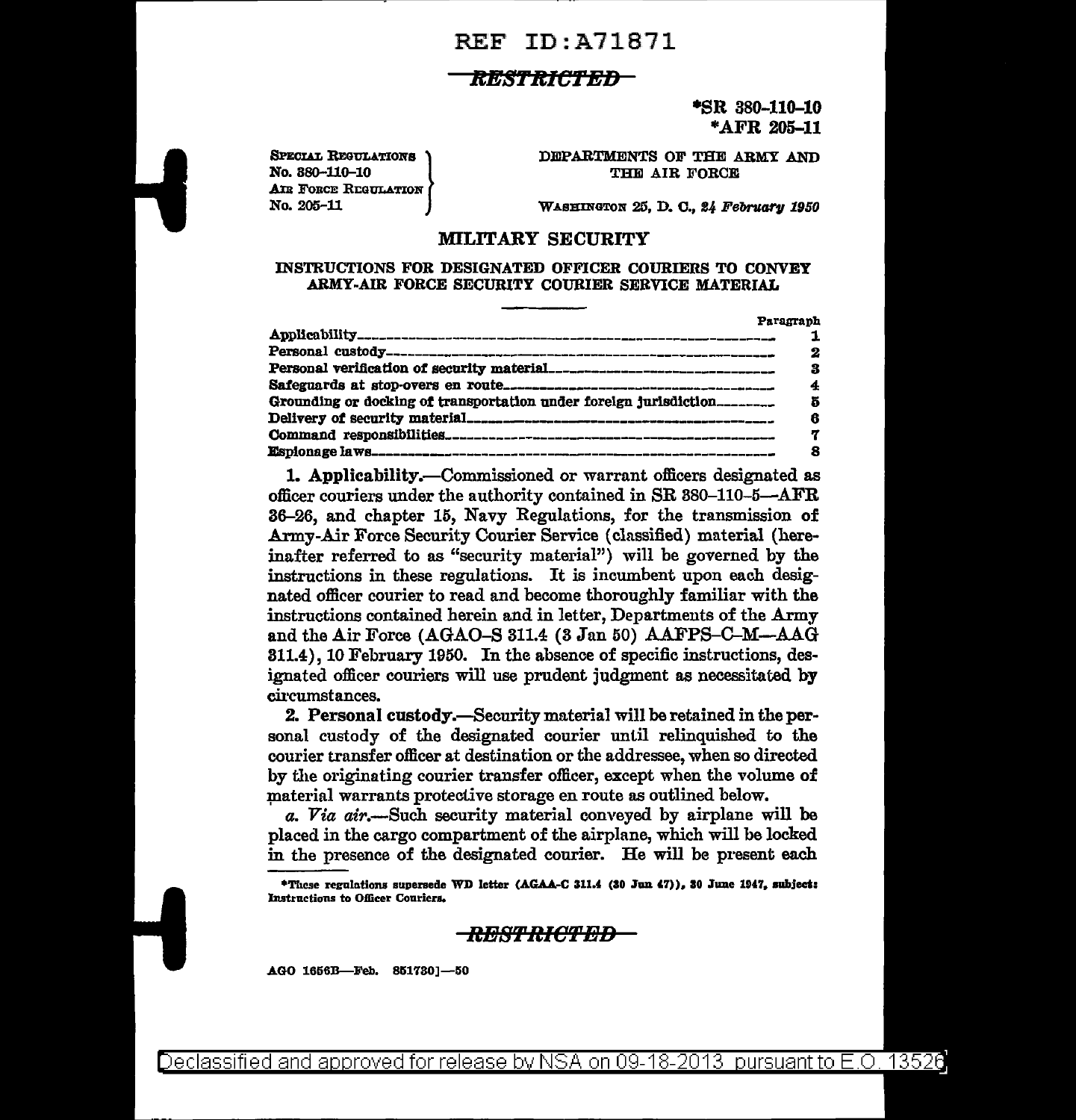REF ID:A71871

RESTRICTED

\*SR 380-110-10
\*AFR 205-11

SPECIAL REGULATIONS No. 380-110-10
AIR FORCE REGULATION No. 205-11

DEPARTMENTS OF THE ARMY AND THE AIR FORCE

WASHINGTON 25, D. C., *24 February 1950*

# MILITARY SECURITY

## INSTRUCTIONS FOR DESIGNATED OFFICER COURIERS TO CONVEY ARMY-AIR FORCE SECURITY COURIER SERVICE MATERIAL

| | Paragraph |
|---|---|
| Applicability | 1 |
| Personal custody | 2 |
| Personal verification of security material | 3 |
| Safeguards at stop-overs en route | 4 |
| Grounding or docking of transportation under foreign jurisdiction | 5 |
| Delivery of security material | 6 |
| Command responsibilities | 7 |
| Espionage laws | 8 |

**1. Applicability.**—Commissioned or warrant officers designated as officer couriers under the authority contained in SR 380-110-5—AFR 36-26, and chapter 15, Navy Regulations, for the transmission of Army-Air Force Security Courier Service (classified) material (hereinafter referred to as "security material") will be governed by the instructions in these regulations. It is incumbent upon each designated officer courier to read and become thoroughly familiar with the instructions contained herein and in letter, Departments of the Army and the Air Force (AGAO-S 311.4 (3 Jan 50) AAFPS-C-M—AAG 311.4), 10 February 1950. In the absence of specific instructions, designated officer couriers will use prudent judgment as necessitated by circumstances.

**2. Personal custody.**—Security material will be retained in the personal custody of the designated courier until relinquished to the courier transfer officer at destination or the addressee, when so directed by the originating courier transfer officer, except when the volume of material warrants protective storage en route as outlined below.

*a. Via air.*—Such security material conveyed by airplane will be placed in the cargo compartment of the airplane, which will be locked in the presence of the designated courier. He will be present each

\*These regulations supersede WD letter (AGAA-C 311.4 (30 Jun 47)), 30 June 1947, subject: Instructions to Officer Couriers.

RESTRICTED

AGO 1656B—Feb. 851730]—50

Declassified and approved for release by NSA on 09-18-2013 pursuant to E.O. 13526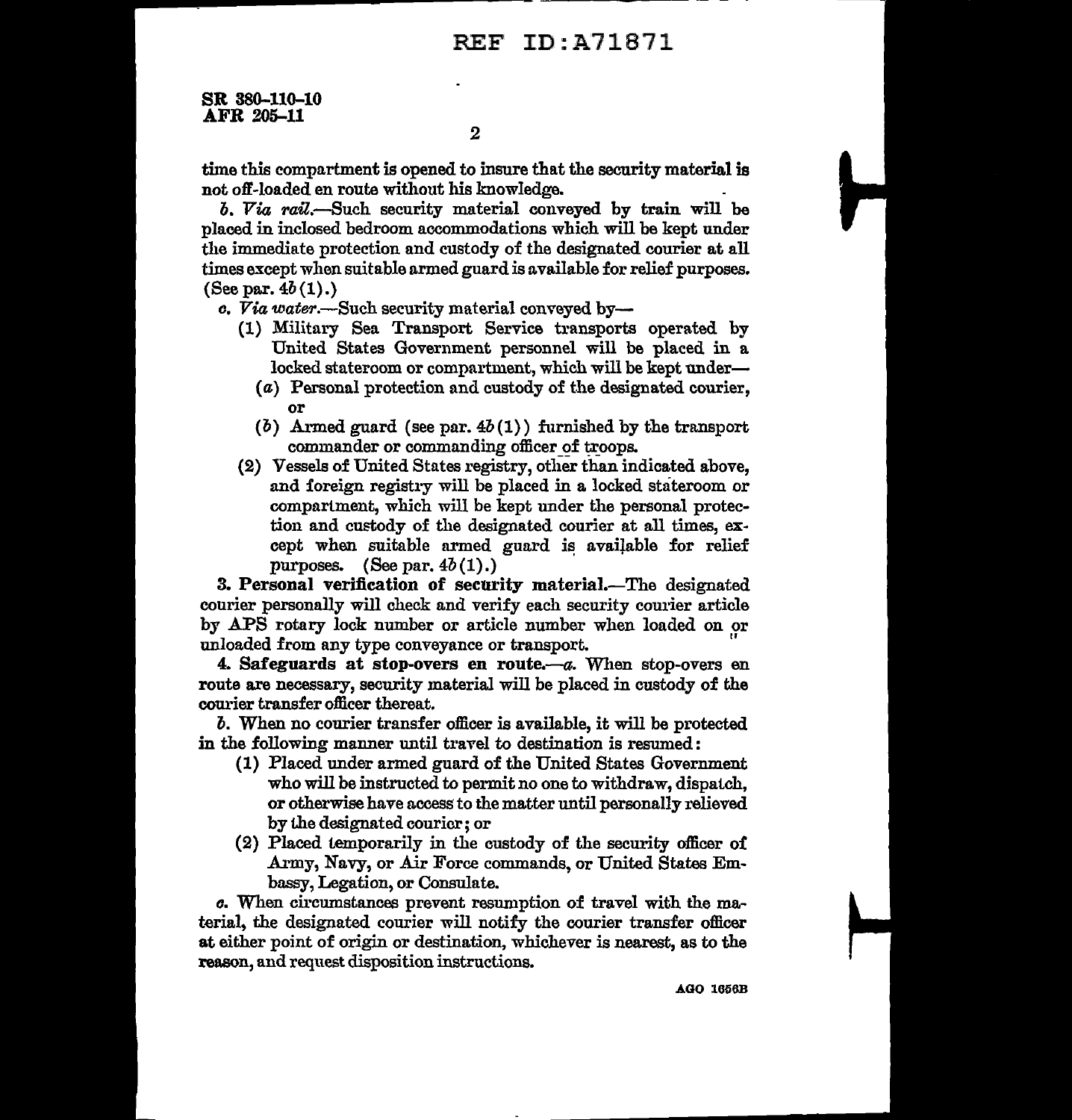time this compartment is opened to insure that the security material is not off-loaded en route without his knowledge.

*b. Via rail.*—Such security material conveyed by train will be placed in inclosed bedroom accommodations which will be kept under the immediate protection and custody of the designated courier at all times except when suitable armed guard is available for relief purposes. (See par. 4*b*(1).)

*c. Via water.*—Such security material conveyed by—

- (1) Military Sea Transport Service transports operated by United States Government personnel will be placed in a locked stateroom or compartment, which will be kept under—
  - (*a*) Personal protection and custody of the designated courier, or
  - (*b*) Armed guard (see par. 4*b*(1)) furnished by the transport commander or commanding officer of troops.
- (2) Vessels of United States registry, other than indicated above, and foreign registry will be placed in a locked stateroom or compartment, which will be kept under the personal protection and custody of the designated courier at all times, except when suitable armed guard is available for relief purposes. (See par. 4*b*(1).)

**3. Personal verification of security material.**—The designated courier personally will check and verify each security courier article by APS rotary lock number or article number when loaded on or unloaded from any type conveyance or transport.

**4. Safeguards at stop-overs en route.**—*a.* When stop-overs en route are necessary, security material will be placed in custody of the courier transfer officer thereat.

*b.* When no courier transfer officer is available, it will be protected in the following manner until travel to destination is resumed:

- (1) Placed under armed guard of the United States Government who will be instructed to permit no one to withdraw, dispatch, or otherwise have access to the matter until personally relieved by the designated courier; or
- (2) Placed temporarily in the custody of the security officer of Army, Navy, or Air Force commands, or United States Embassy, Legation, or Consulate.

*c.* When circumstances prevent resumption of travel with the material, the designated courier will notify the courier transfer officer at either point of origin or destination, whichever is nearest, as to the reason, and request disposition instructions.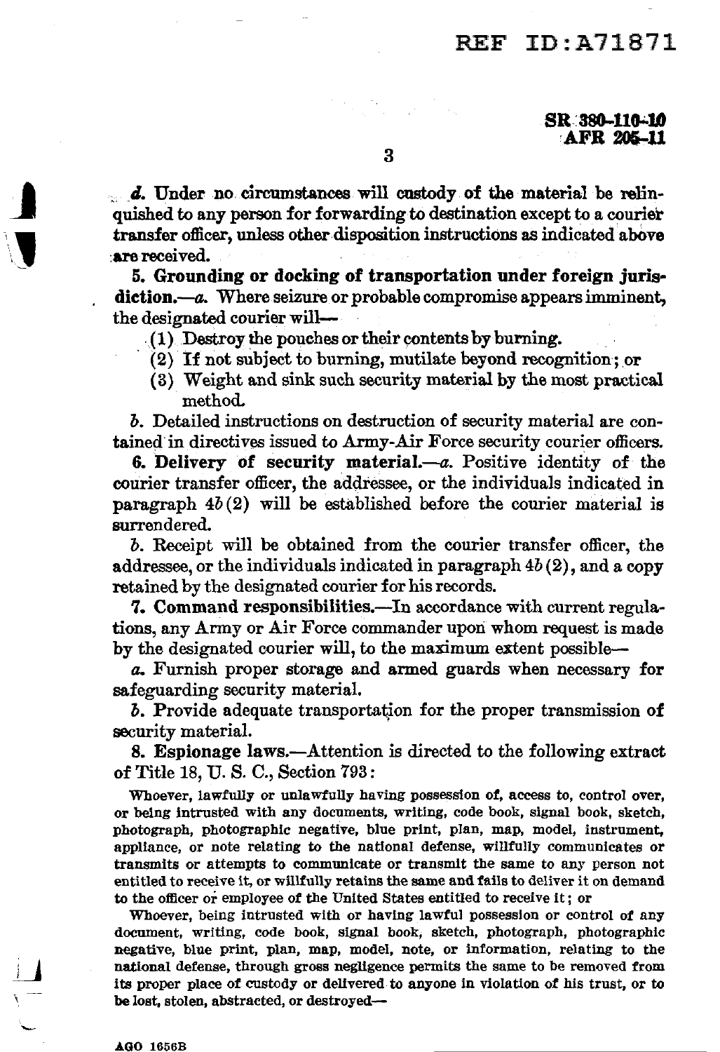*d.* Under no circumstances will custody of the material be relinquished to any person for forwarding to destination except to a courier transfer officer, unless other disposition instructions as indicated above are received.

**5. Grounding or docking of transportation under foreign jurisdiction.**—*a.* Where seizure or probable compromise appears imminent, the designated courier will—

(1) Destroy the pouches or their contents by burning.

(2) If not subject to burning, mutilate beyond recognition; or

(3) Weight and sink such security material by the most practical method.

*b.* Detailed instructions on destruction of security material are contained in directives issued to Army-Air Force security courier officers.

**6. Delivery of security material.**—*a.* Positive identity of the courier transfer officer, the addressee, or the individuals indicated in paragraph 4*b*(2) will be established before the courier material is surrendered.

*b.* Receipt will be obtained from the courier transfer officer, the addressee, or the individuals indicated in paragraph 4*b*(2), and a copy retained by the designated courier for his records.

**7. Command responsibilities.**—In accordance with current regulations, any Army or Air Force commander upon whom request is made by the designated courier will, to the maximum extent possible—

*a.* Furnish proper storage and armed guards when necessary for safeguarding security material.

*b.* Provide adequate transportation for the proper transmission of security material.

**8. Espionage laws.**—Attention is directed to the following extract of Title 18, U. S. C., Section 793:

Whoever, lawfully or unlawfully having possession of, access to, control over, or being intrusted with any documents, writing, code book, signal book, sketch, photograph, photographic negative, blue print, plan, map, model, instrument, appliance, or note relating to the national defense, willfully communicates or transmits or attempts to communicate or transmit the same to any person not entitled to receive it, or willfully retains the same and fails to deliver it on demand to the officer or employee of the United States entitled to receive it; or

Whoever, being intrusted with or having lawful possession or control of any document, writing, code book, signal book, sketch, photograph, photographic negative, blue print, plan, map, model, note, or information, relating to the national defense, through gross negligence permits the same to be removed from its proper place of custody or delivered to anyone in violation of his trust, or to be lost, stolen, abstracted, or destroyed—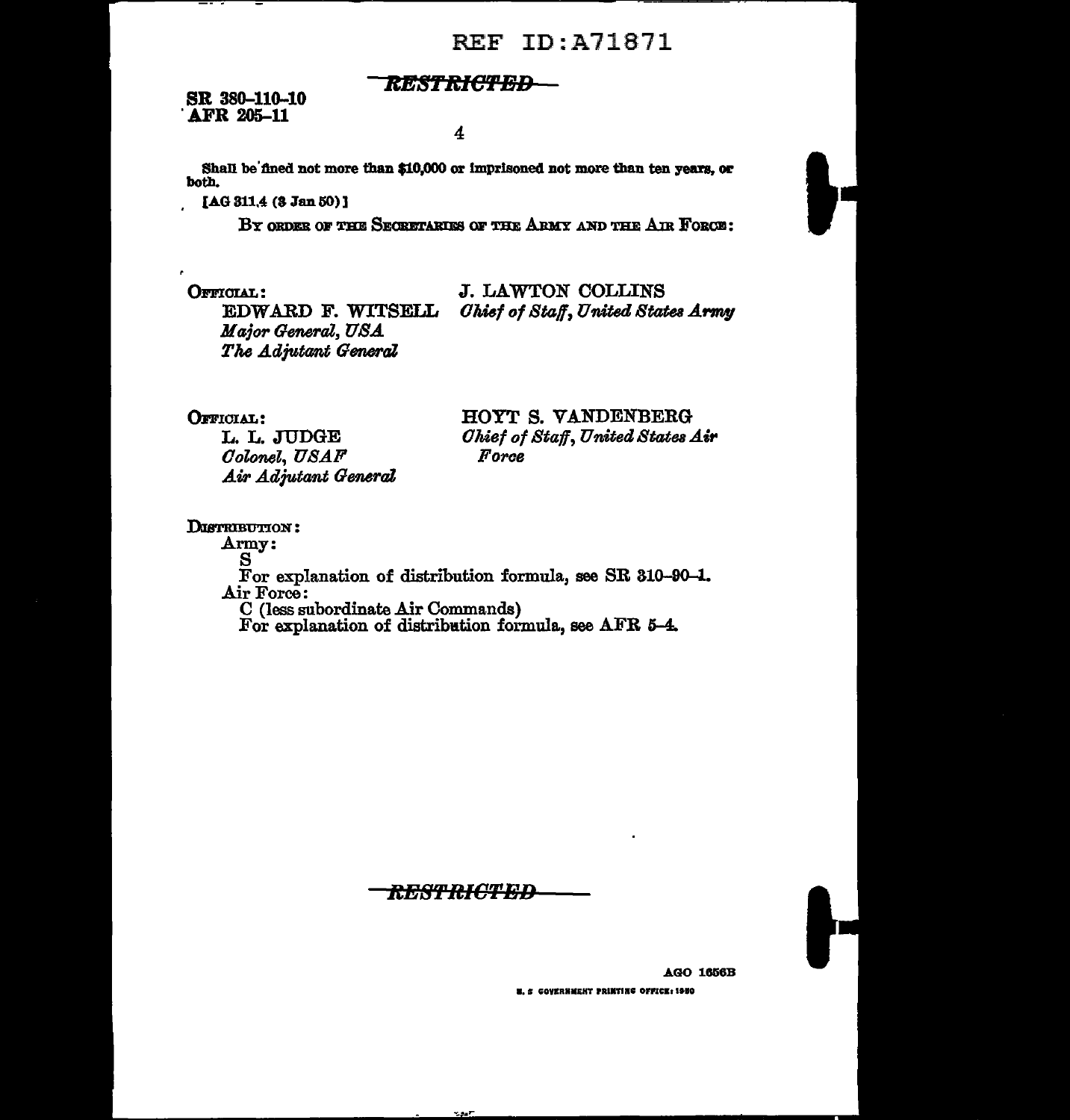REF ID:A71871

~~RESTRICTED~~

SR 380-110-10
AFR 205-11

Shall be fined not more than $10,000 or imprisoned not more than ten years, or both.

[AG 311.4 (3 Jan 50)]

BY ORDER OF THE SECRETARIES OF THE ARMY AND THE AIR FORCE:

OFFICIAL:
EDWARD F. WITSELL
*Major General, USA*
*The Adjutant General*

J. LAWTON COLLINS
*Chief of Staff, United States Army*

OFFICIAL:
L. L. JUDGE
*Colonel, USAF*
*Air Adjutant General*

HOYT S. VANDENBERG
*Chief of Staff, United States Air Force*

DISTRIBUTION:
Army:
S
For explanation of distribution formula, see SR 310-90-1.
Air Force:
C (less subordinate Air Commands)
For explanation of distribution formula, see AFR 5-4.

~~RESTRICTED~~

AGO 1656B

U. S. GOVERNMENT PRINTING OFFICE: 1950